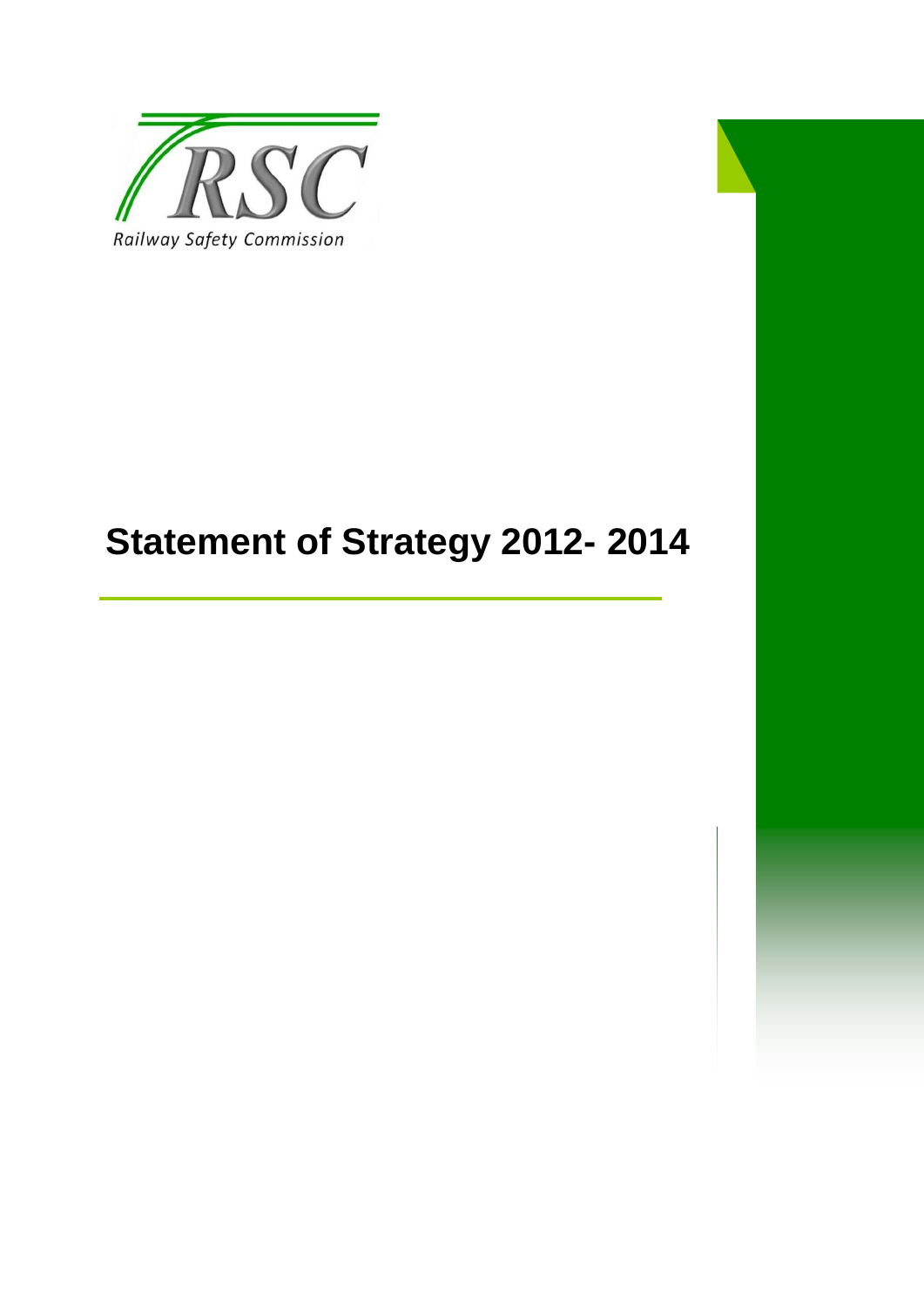RSC

Railway Safety Commission

# Statement of Strategy 2012- 2014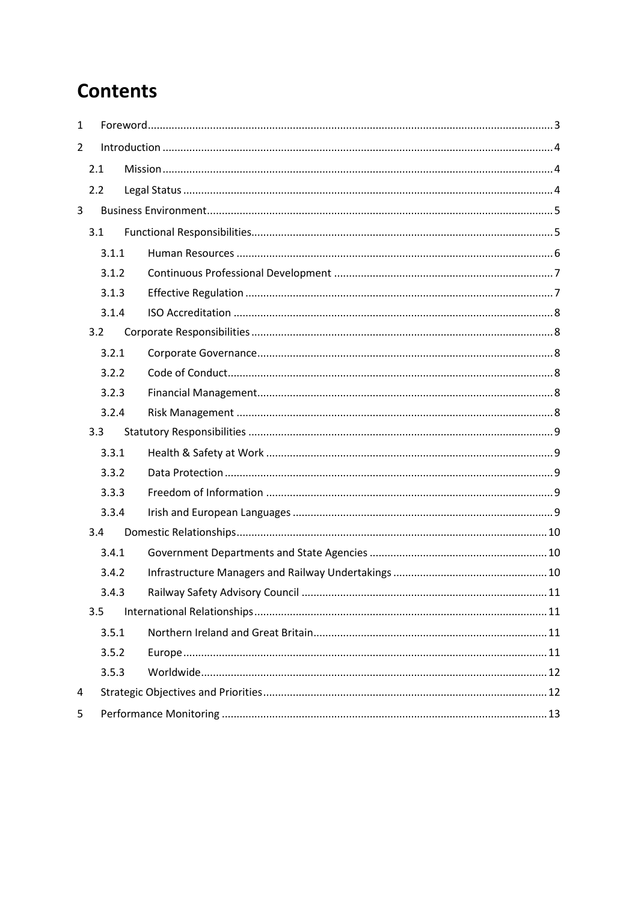# Contents

1 Foreword ... 3

2 Introduction ... 4

- 2.1 Mission ... 4
- 2.2 Legal Status ... 4

3 Business Environment ... 5

- 3.1 Functional Responsibilities ... 5
  - 3.1.1 Human Resources ... 6
  - 3.1.2 Continuous Professional Development ... 7
  - 3.1.3 Effective Regulation ... 7
  - 3.1.4 ISO Accreditation ... 8
- 3.2 Corporate Responsibilities ... 8
  - 3.2.1 Corporate Governance ... 8
  - 3.2.2 Code of Conduct ... 8
  - 3.2.3 Financial Management ... 8
  - 3.2.4 Risk Management ... 8
- 3.3 Statutory Responsibilities ... 9
  - 3.3.1 Health & Safety at Work ... 9
  - 3.3.2 Data Protection ... 9
  - 3.3.3 Freedom of Information ... 9
  - 3.3.4 Irish and European Languages ... 9
- 3.4 Domestic Relationships ... 10
  - 3.4.1 Government Departments and State Agencies ... 10
  - 3.4.2 Infrastructure Managers and Railway Undertakings ... 10
  - 3.4.3 Railway Safety Advisory Council ... 11
- 3.5 International Relationships ... 11
  - 3.5.1 Northern Ireland and Great Britain ... 11
  - 3.5.2 Europe ... 11
  - 3.5.3 Worldwide ... 12

4 Strategic Objectives and Priorities ... 12

5 Performance Monitoring ... 13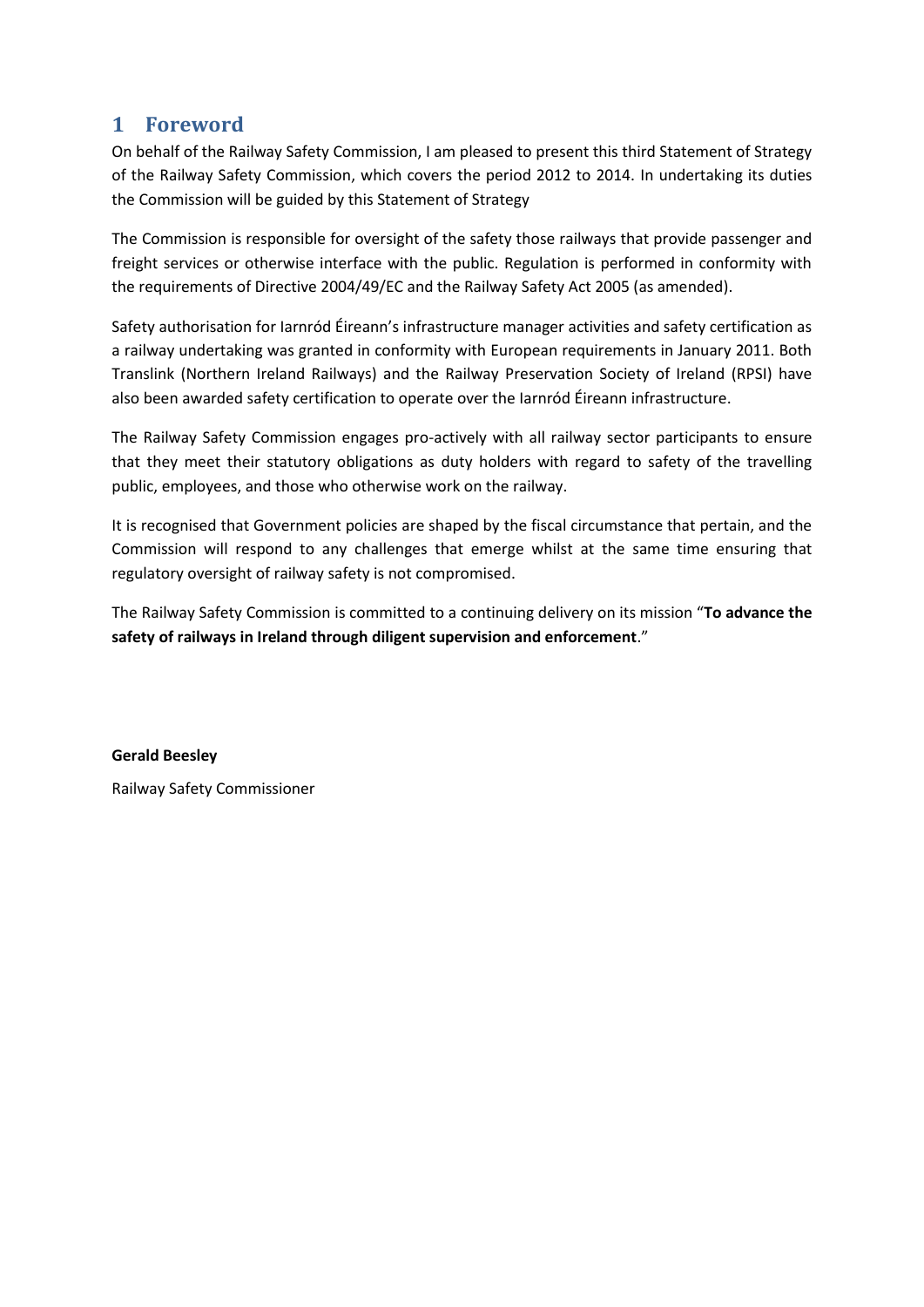# 1 Foreword

On behalf of the Railway Safety Commission, I am pleased to present this third Statement of Strategy of the Railway Safety Commission, which covers the period 2012 to 2014. In undertaking its duties the Commission will be guided by this Statement of Strategy

The Commission is responsible for oversight of the safety those railways that provide passenger and freight services or otherwise interface with the public. Regulation is performed in conformity with the requirements of Directive 2004/49/EC and the Railway Safety Act 2005 (as amended).

Safety authorisation for Iarnród Éireann's infrastructure manager activities and safety certification as a railway undertaking was granted in conformity with European requirements in January 2011. Both Translink (Northern Ireland Railways) and the Railway Preservation Society of Ireland (RPSI) have also been awarded safety certification to operate over the Iarnród Éireann infrastructure.

The Railway Safety Commission engages pro-actively with all railway sector participants to ensure that they meet their statutory obligations as duty holders with regard to safety of the travelling public, employees, and those who otherwise work on the railway.

It is recognised that Government policies are shaped by the fiscal circumstance that pertain, and the Commission will respond to any challenges that emerge whilst at the same time ensuring that regulatory oversight of railway safety is not compromised.

The Railway Safety Commission is committed to a continuing delivery on its mission "**To advance the safety of railways in Ireland through diligent supervision and enforcement**."

**Gerald Beesley**

Railway Safety Commissioner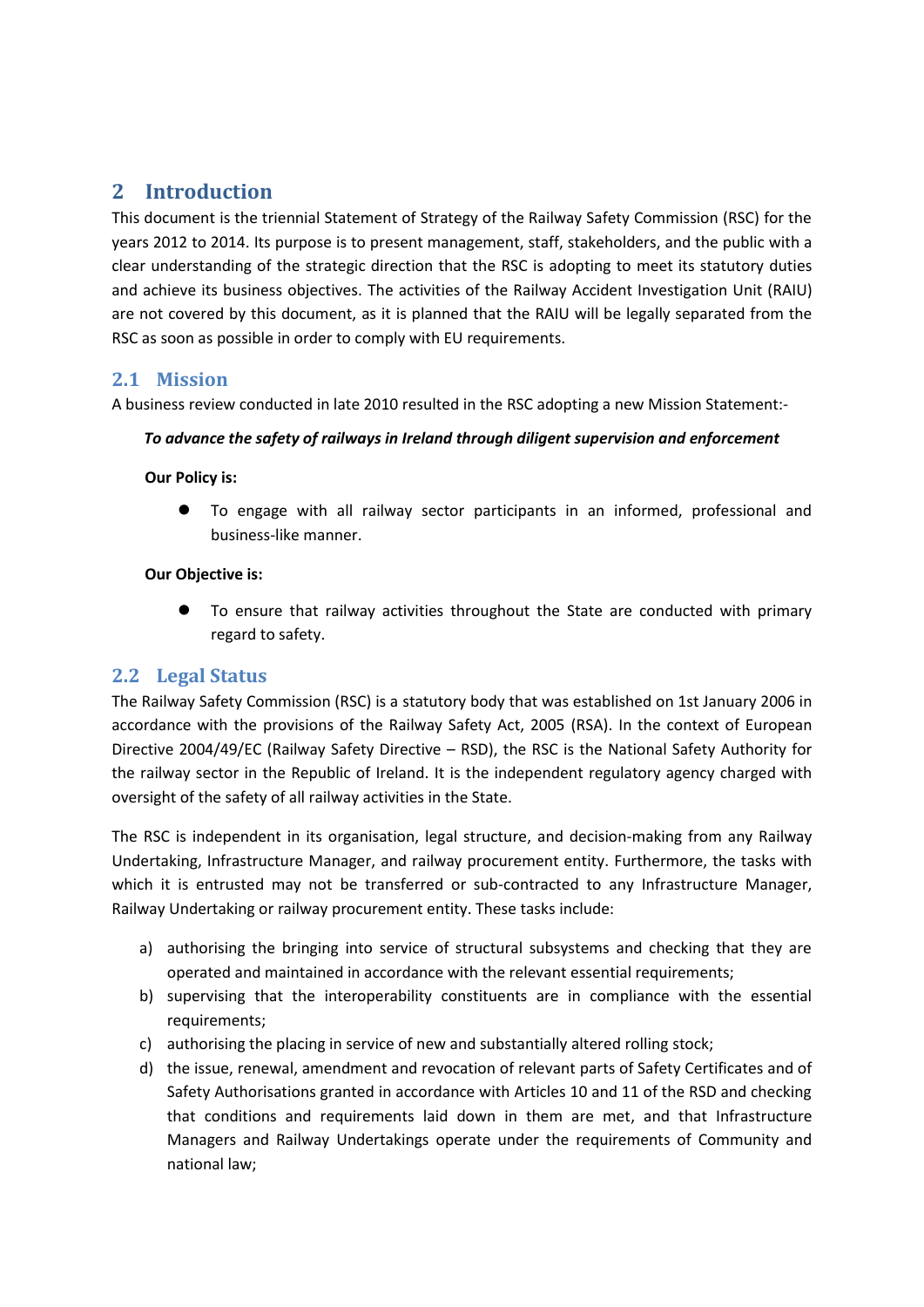## 2 Introduction

This document is the triennial Statement of Strategy of the Railway Safety Commission (RSC) for the years 2012 to 2014. Its purpose is to present management, staff, stakeholders, and the public with a clear understanding of the strategic direction that the RSC is adopting to meet its statutory duties and achieve its business objectives. The activities of the Railway Accident Investigation Unit (RAIU) are not covered by this document, as it is planned that the RAIU will be legally separated from the RSC as soon as possible in order to comply with EU requirements.

### 2.1 Mission

A business review conducted in late 2010 resulted in the RSC adopting a new Mission Statement:-

***To advance the safety of railways in Ireland through diligent supervision and enforcement***

**Our Policy is:**

- To engage with all railway sector participants in an informed, professional and business-like manner.

**Our Objective is:**

- To ensure that railway activities throughout the State are conducted with primary regard to safety.

### 2.2 Legal Status

The Railway Safety Commission (RSC) is a statutory body that was established on 1st January 2006 in accordance with the provisions of the Railway Safety Act, 2005 (RSA). In the context of European Directive 2004/49/EC (Railway Safety Directive – RSD), the RSC is the National Safety Authority for the railway sector in the Republic of Ireland. It is the independent regulatory agency charged with oversight of the safety of all railway activities in the State.

The RSC is independent in its organisation, legal structure, and decision-making from any Railway Undertaking, Infrastructure Manager, and railway procurement entity. Furthermore, the tasks with which it is entrusted may not be transferred or sub-contracted to any Infrastructure Manager, Railway Undertaking or railway procurement entity. These tasks include:

a) authorising the bringing into service of structural subsystems and checking that they are operated and maintained in accordance with the relevant essential requirements;
b) supervising that the interoperability constituents are in compliance with the essential requirements;
c) authorising the placing in service of new and substantially altered rolling stock;
d) the issue, renewal, amendment and revocation of relevant parts of Safety Certificates and of Safety Authorisations granted in accordance with Articles 10 and 11 of the RSD and checking that conditions and requirements laid down in them are met, and that Infrastructure Managers and Railway Undertakings operate under the requirements of Community and national law;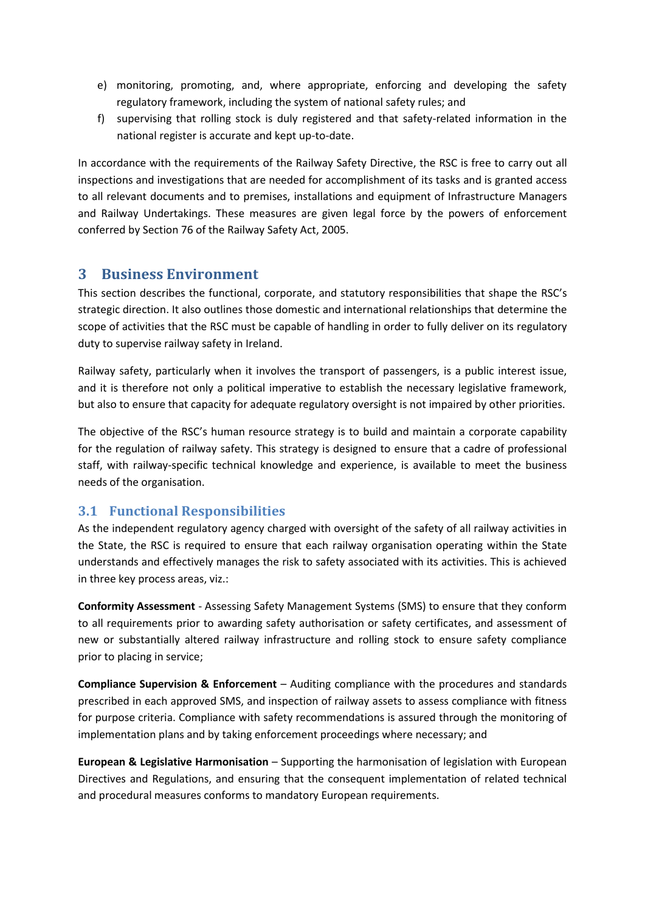e) monitoring, promoting, and, where appropriate, enforcing and developing the safety regulatory framework, including the system of national safety rules; and

f) supervising that rolling stock is duly registered and that safety-related information in the national register is accurate and kept up-to-date.

In accordance with the requirements of the Railway Safety Directive, the RSC is free to carry out all inspections and investigations that are needed for accomplishment of its tasks and is granted access to all relevant documents and to premises, installations and equipment of Infrastructure Managers and Railway Undertakings. These measures are given legal force by the powers of enforcement conferred by Section 76 of the Railway Safety Act, 2005.

# 3 Business Environment

This section describes the functional, corporate, and statutory responsibilities that shape the RSC's strategic direction. It also outlines those domestic and international relationships that determine the scope of activities that the RSC must be capable of handling in order to fully deliver on its regulatory duty to supervise railway safety in Ireland.

Railway safety, particularly when it involves the transport of passengers, is a public interest issue, and it is therefore not only a political imperative to establish the necessary legislative framework, but also to ensure that capacity for adequate regulatory oversight is not impaired by other priorities.

The objective of the RSC's human resource strategy is to build and maintain a corporate capability for the regulation of railway safety. This strategy is designed to ensure that a cadre of professional staff, with railway-specific technical knowledge and experience, is available to meet the business needs of the organisation.

## 3.1 Functional Responsibilities

As the independent regulatory agency charged with oversight of the safety of all railway activities in the State, the RSC is required to ensure that each railway organisation operating within the State understands and effectively manages the risk to safety associated with its activities. This is achieved in three key process areas, viz.:

**Conformity Assessment** - Assessing Safety Management Systems (SMS) to ensure that they conform to all requirements prior to awarding safety authorisation or safety certificates, and assessment of new or substantially altered railway infrastructure and rolling stock to ensure safety compliance prior to placing in service;

**Compliance Supervision & Enforcement** – Auditing compliance with the procedures and standards prescribed in each approved SMS, and inspection of railway assets to assess compliance with fitness for purpose criteria. Compliance with safety recommendations is assured through the monitoring of implementation plans and by taking enforcement proceedings where necessary; and

**European & Legislative Harmonisation** – Supporting the harmonisation of legislation with European Directives and Regulations, and ensuring that the consequent implementation of related technical and procedural measures conforms to mandatory European requirements.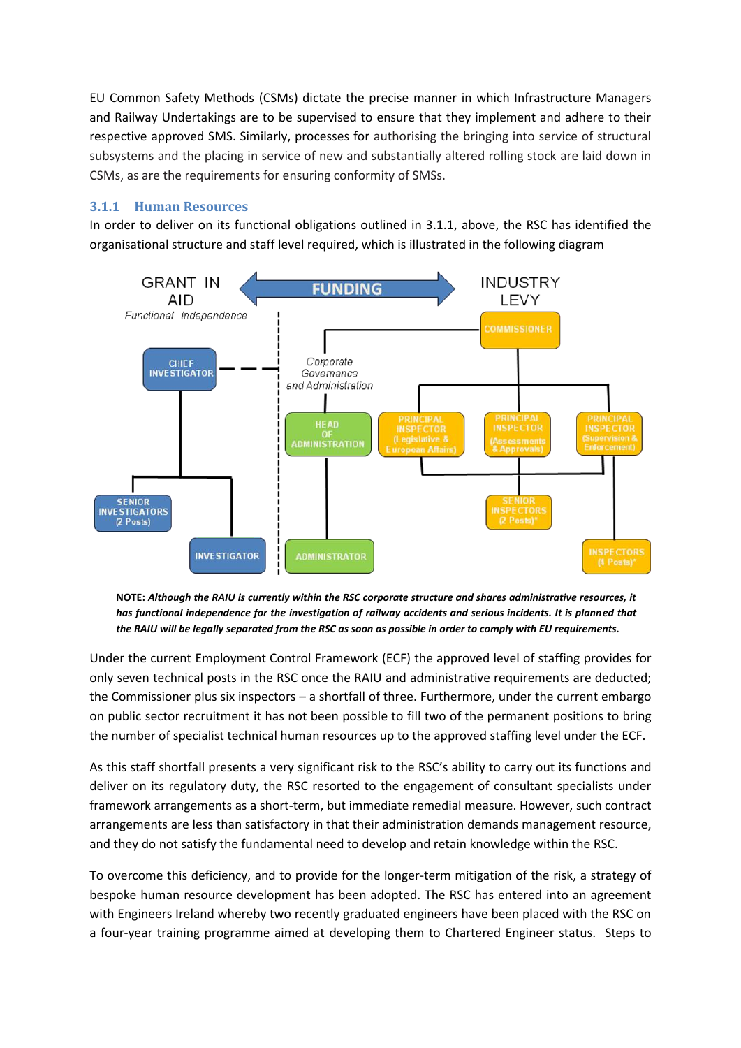EU Common Safety Methods (CSMs) dictate the precise manner in which Infrastructure Managers and Railway Undertakings are to be supervised to ensure that they implement and adhere to their respective approved SMS. Similarly, processes for authorising the bringing into service of structural subsystems and the placing in service of new and substantially altered rolling stock are laid down in CSMs, as are the requirements for ensuring conformity of SMSs.

### 3.1.1 Human Resources

In order to deliver on its functional obligations outlined in 3.1.1, above, the RSC has identified the organisational structure and staff level required, which is illustrated in the following diagram

GRANT IN AID
*Functional Independence*

FUNDING

INDUSTRY LEVY

COMMISSIONER

CHIEF INVESTIGATOR

*Corporate Governance and Administration*

HEAD OF ADMINISTRATION

PRINCIPAL INSPECTOR (Legislative & European Affairs)

PRINCIPAL INSPECTOR (Assessments & Approvals)

PRINCIPAL INSPECTOR (Supervision & Enforcement)

SENIOR INVESTIGATORS (2 Posts)

SENIOR INSPECTORS (2 Posts)*

INVESTIGATOR

ADMINISTRATOR

INSPECTORS (4 Posts)*

**NOTE:** ***Although the RAIU is currently within the RSC corporate structure and shares administrative resources, it has functional independence for the investigation of railway accidents and serious incidents. It is planned that the RAIU will be legally separated from the RSC as soon as possible in order to comply with EU requirements.***

Under the current Employment Control Framework (ECF) the approved level of staffing provides for only seven technical posts in the RSC once the RAIU and administrative requirements are deducted; the Commissioner plus six inspectors – a shortfall of three. Furthermore, under the current embargo on public sector recruitment it has not been possible to fill two of the permanent positions to bring the number of specialist technical human resources up to the approved staffing level under the ECF.

As this staff shortfall presents a very significant risk to the RSC's ability to carry out its functions and deliver on its regulatory duty, the RSC resorted to the engagement of consultant specialists under framework arrangements as a short-term, but immediate remedial measure. However, such contract arrangements are less than satisfactory in that their administration demands management resource, and they do not satisfy the fundamental need to develop and retain knowledge within the RSC.

To overcome this deficiency, and to provide for the longer-term mitigation of the risk, a strategy of bespoke human resource development has been adopted. The RSC has entered into an agreement with Engineers Ireland whereby two recently graduated engineers have been placed with the RSC on a four-year training programme aimed at developing them to Chartered Engineer status. Steps to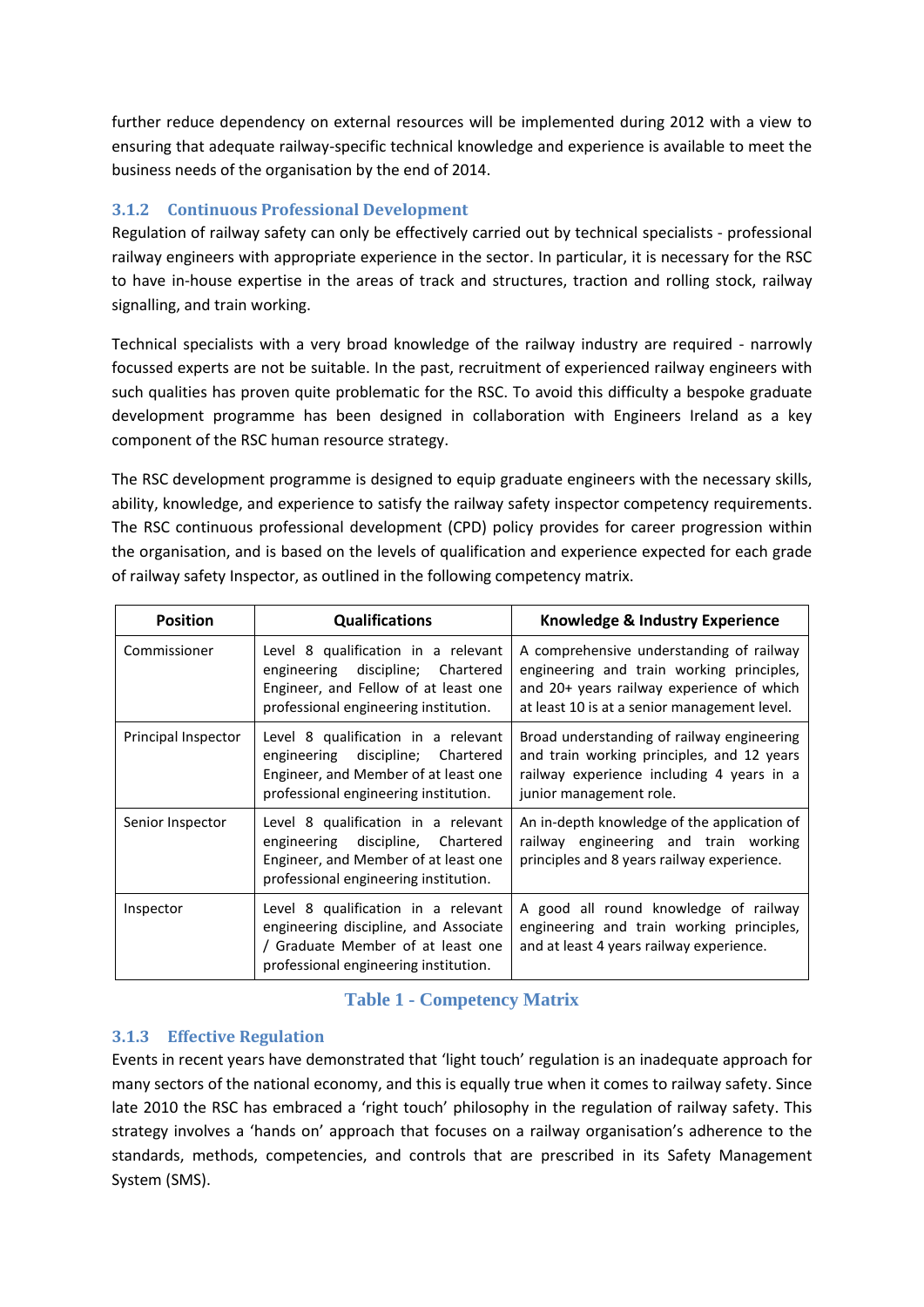further reduce dependency on external resources will be implemented during 2012 with a view to ensuring that adequate railway-specific technical knowledge and experience is available to meet the business needs of the organisation by the end of 2014.

### 3.1.2 Continuous Professional Development

Regulation of railway safety can only be effectively carried out by technical specialists - professional railway engineers with appropriate experience in the sector. In particular, it is necessary for the RSC to have in-house expertise in the areas of track and structures, traction and rolling stock, railway signalling, and train working.

Technical specialists with a very broad knowledge of the railway industry are required - narrowly focussed experts are not be suitable. In the past, recruitment of experienced railway engineers with such qualities has proven quite problematic for the RSC. To avoid this difficulty a bespoke graduate development programme has been designed in collaboration with Engineers Ireland as a key component of the RSC human resource strategy.

The RSC development programme is designed to equip graduate engineers with the necessary skills, ability, knowledge, and experience to satisfy the railway safety inspector competency requirements. The RSC continuous professional development (CPD) policy provides for career progression within the organisation, and is based on the levels of qualification and experience expected for each grade of railway safety Inspector, as outlined in the following competency matrix.

| Position | Qualifications | Knowledge & Industry Experience |
|---|---|---|
| Commissioner | Level 8 qualification in a relevant engineering discipline; Chartered Engineer, and Fellow of at least one professional engineering institution. | A comprehensive understanding of railway engineering and train working principles, and 20+ years railway experience of which at least 10 is at a senior management level. |
| Principal Inspector | Level 8 qualification in a relevant engineering discipline; Chartered Engineer, and Member of at least one professional engineering institution. | Broad understanding of railway engineering and train working principles, and 12 years railway experience including 4 years in a junior management role. |
| Senior Inspector | Level 8 qualification in a relevant engineering discipline, Chartered Engineer, and Member of at least one professional engineering institution. | An in-depth knowledge of the application of railway engineering and train working principles and 8 years railway experience. |
| Inspector | Level 8 qualification in a relevant engineering discipline, and Associate / Graduate Member of at least one professional engineering institution. | A good all round knowledge of railway engineering and train working principles, and at least 4 years railway experience. |

Table 1 - Competency Matrix

### 3.1.3 Effective Regulation

Events in recent years have demonstrated that 'light touch' regulation is an inadequate approach for many sectors of the national economy, and this is equally true when it comes to railway safety. Since late 2010 the RSC has embraced a 'right touch' philosophy in the regulation of railway safety. This strategy involves a 'hands on' approach that focuses on a railway organisation's adherence to the standards, methods, competencies, and controls that are prescribed in its Safety Management System (SMS).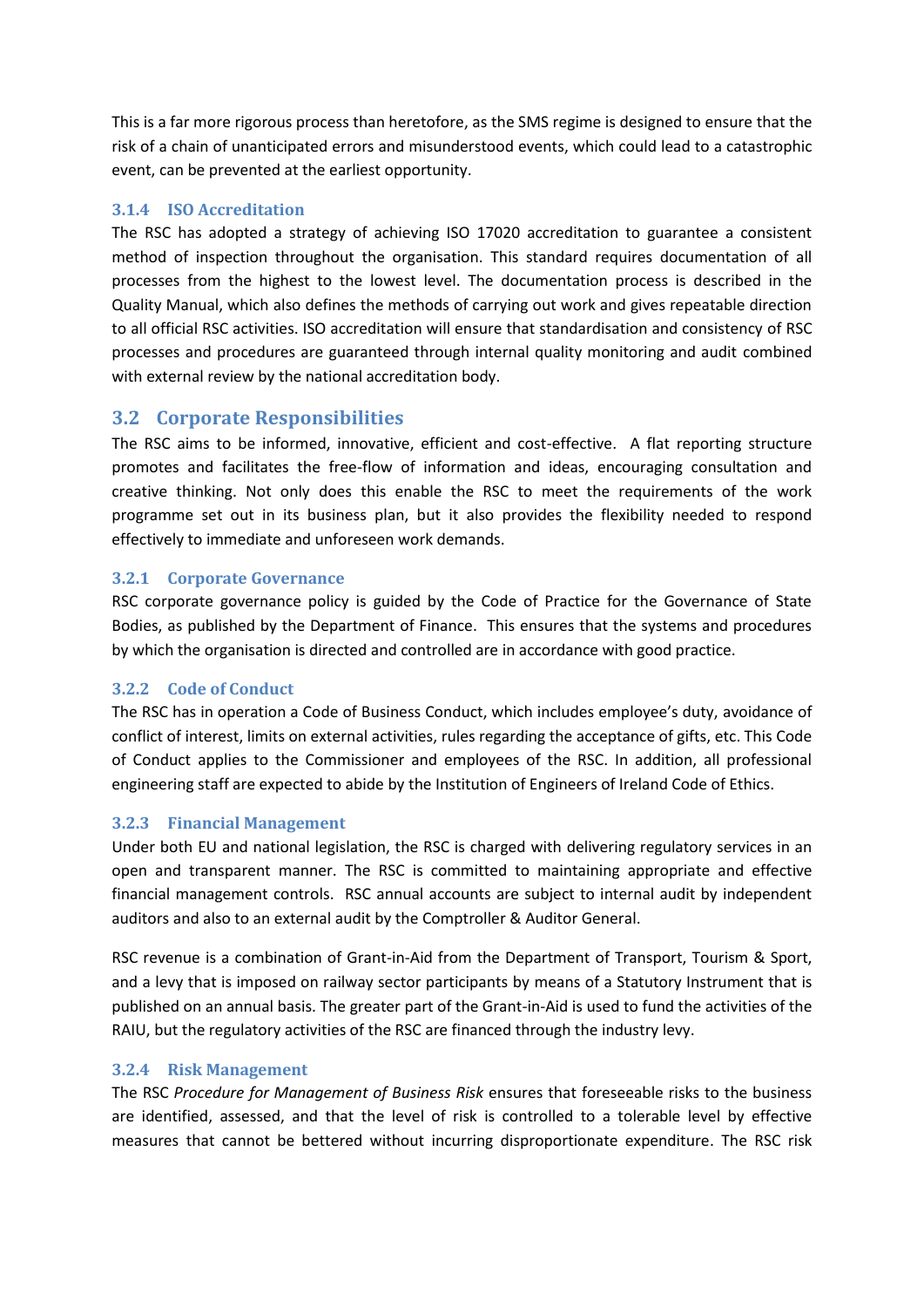This is a far more rigorous process than heretofore, as the SMS regime is designed to ensure that the risk of a chain of unanticipated errors and misunderstood events, which could lead to a catastrophic event, can be prevented at the earliest opportunity.

### 3.1.4 ISO Accreditation

The RSC has adopted a strategy of achieving ISO 17020 accreditation to guarantee a consistent method of inspection throughout the organisation. This standard requires documentation of all processes from the highest to the lowest level. The documentation process is described in the Quality Manual, which also defines the methods of carrying out work and gives repeatable direction to all official RSC activities. ISO accreditation will ensure that standardisation and consistency of RSC processes and procedures are guaranteed through internal quality monitoring and audit combined with external review by the national accreditation body.

## 3.2 Corporate Responsibilities

The RSC aims to be informed, innovative, efficient and cost-effective. A flat reporting structure promotes and facilitates the free-flow of information and ideas, encouraging consultation and creative thinking. Not only does this enable the RSC to meet the requirements of the work programme set out in its business plan, but it also provides the flexibility needed to respond effectively to immediate and unforeseen work demands.

### 3.2.1 Corporate Governance

RSC corporate governance policy is guided by the Code of Practice for the Governance of State Bodies, as published by the Department of Finance. This ensures that the systems and procedures by which the organisation is directed and controlled are in accordance with good practice.

### 3.2.2 Code of Conduct

The RSC has in operation a Code of Business Conduct, which includes employee's duty, avoidance of conflict of interest, limits on external activities, rules regarding the acceptance of gifts, etc. This Code of Conduct applies to the Commissioner and employees of the RSC. In addition, all professional engineering staff are expected to abide by the Institution of Engineers of Ireland Code of Ethics.

### 3.2.3 Financial Management

Under both EU and national legislation, the RSC is charged with delivering regulatory services in an open and transparent manner. The RSC is committed to maintaining appropriate and effective financial management controls. RSC annual accounts are subject to internal audit by independent auditors and also to an external audit by the Comptroller & Auditor General.

RSC revenue is a combination of Grant-in-Aid from the Department of Transport, Tourism & Sport, and a levy that is imposed on railway sector participants by means of a Statutory Instrument that is published on an annual basis. The greater part of the Grant-in-Aid is used to fund the activities of the RAIU, but the regulatory activities of the RSC are financed through the industry levy.

### 3.2.4 Risk Management

The RSC *Procedure for Management of Business Risk* ensures that foreseeable risks to the business are identified, assessed, and that the level of risk is controlled to a tolerable level by effective measures that cannot be bettered without incurring disproportionate expenditure. The RSC risk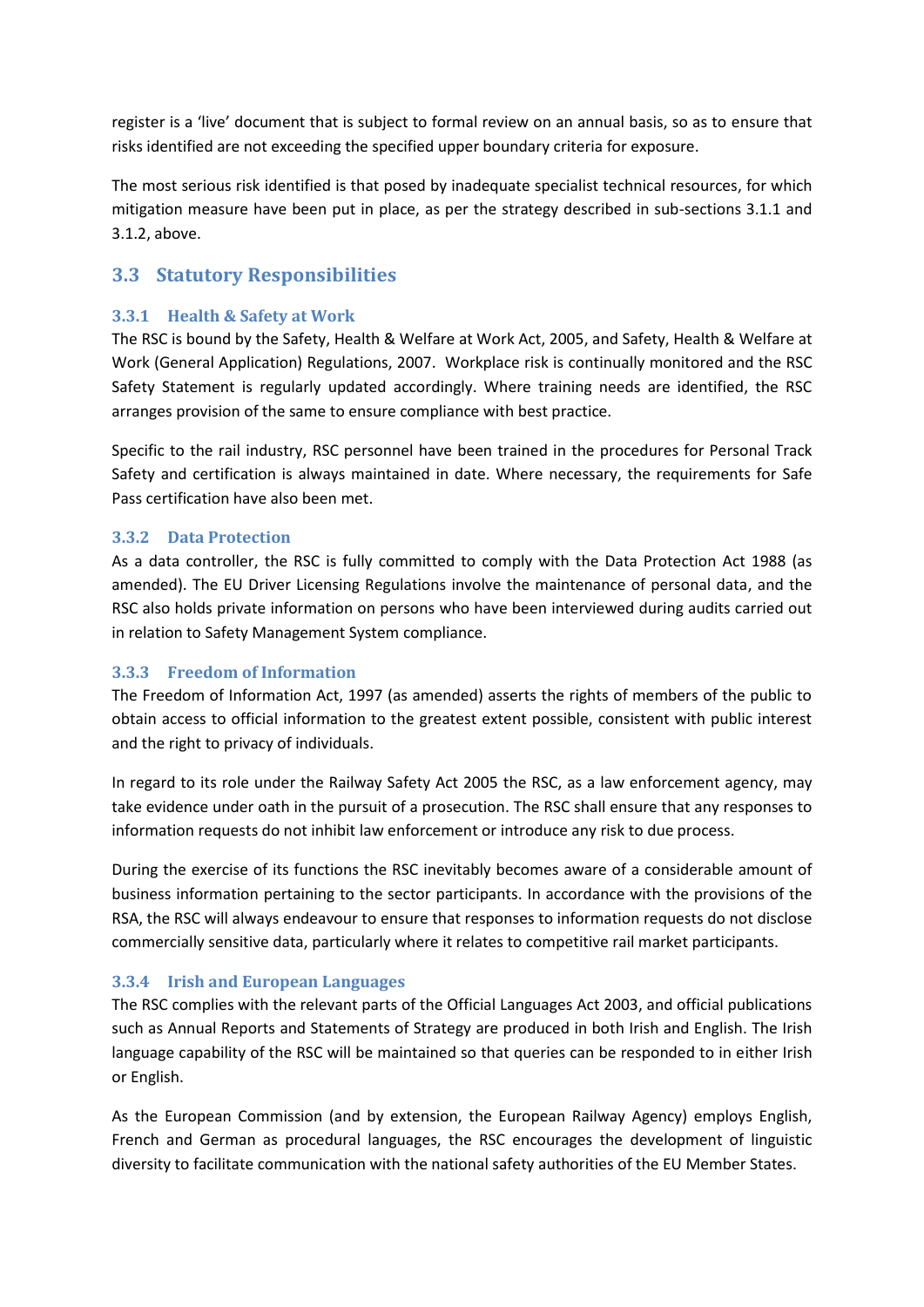register is a 'live' document that is subject to formal review on an annual basis, so as to ensure that risks identified are not exceeding the specified upper boundary criteria for exposure.

The most serious risk identified is that posed by inadequate specialist technical resources, for which mitigation measure have been put in place, as per the strategy described in sub-sections 3.1.1 and 3.1.2, above.

## 3.3 Statutory Responsibilities

### 3.3.1 Health & Safety at Work

The RSC is bound by the Safety, Health & Welfare at Work Act, 2005, and Safety, Health & Welfare at Work (General Application) Regulations, 2007. Workplace risk is continually monitored and the RSC Safety Statement is regularly updated accordingly. Where training needs are identified, the RSC arranges provision of the same to ensure compliance with best practice.

Specific to the rail industry, RSC personnel have been trained in the procedures for Personal Track Safety and certification is always maintained in date. Where necessary, the requirements for Safe Pass certification have also been met.

### 3.3.2 Data Protection

As a data controller, the RSC is fully committed to comply with the Data Protection Act 1988 (as amended). The EU Driver Licensing Regulations involve the maintenance of personal data, and the RSC also holds private information on persons who have been interviewed during audits carried out in relation to Safety Management System compliance.

### 3.3.3 Freedom of Information

The Freedom of Information Act, 1997 (as amended) asserts the rights of members of the public to obtain access to official information to the greatest extent possible, consistent with public interest and the right to privacy of individuals.

In regard to its role under the Railway Safety Act 2005 the RSC, as a law enforcement agency, may take evidence under oath in the pursuit of a prosecution. The RSC shall ensure that any responses to information requests do not inhibit law enforcement or introduce any risk to due process.

During the exercise of its functions the RSC inevitably becomes aware of a considerable amount of business information pertaining to the sector participants. In accordance with the provisions of the RSA, the RSC will always endeavour to ensure that responses to information requests do not disclose commercially sensitive data, particularly where it relates to competitive rail market participants.

### 3.3.4 Irish and European Languages

The RSC complies with the relevant parts of the Official Languages Act 2003, and official publications such as Annual Reports and Statements of Strategy are produced in both Irish and English. The Irish language capability of the RSC will be maintained so that queries can be responded to in either Irish or English.

As the European Commission (and by extension, the European Railway Agency) employs English, French and German as procedural languages, the RSC encourages the development of linguistic diversity to facilitate communication with the national safety authorities of the EU Member States.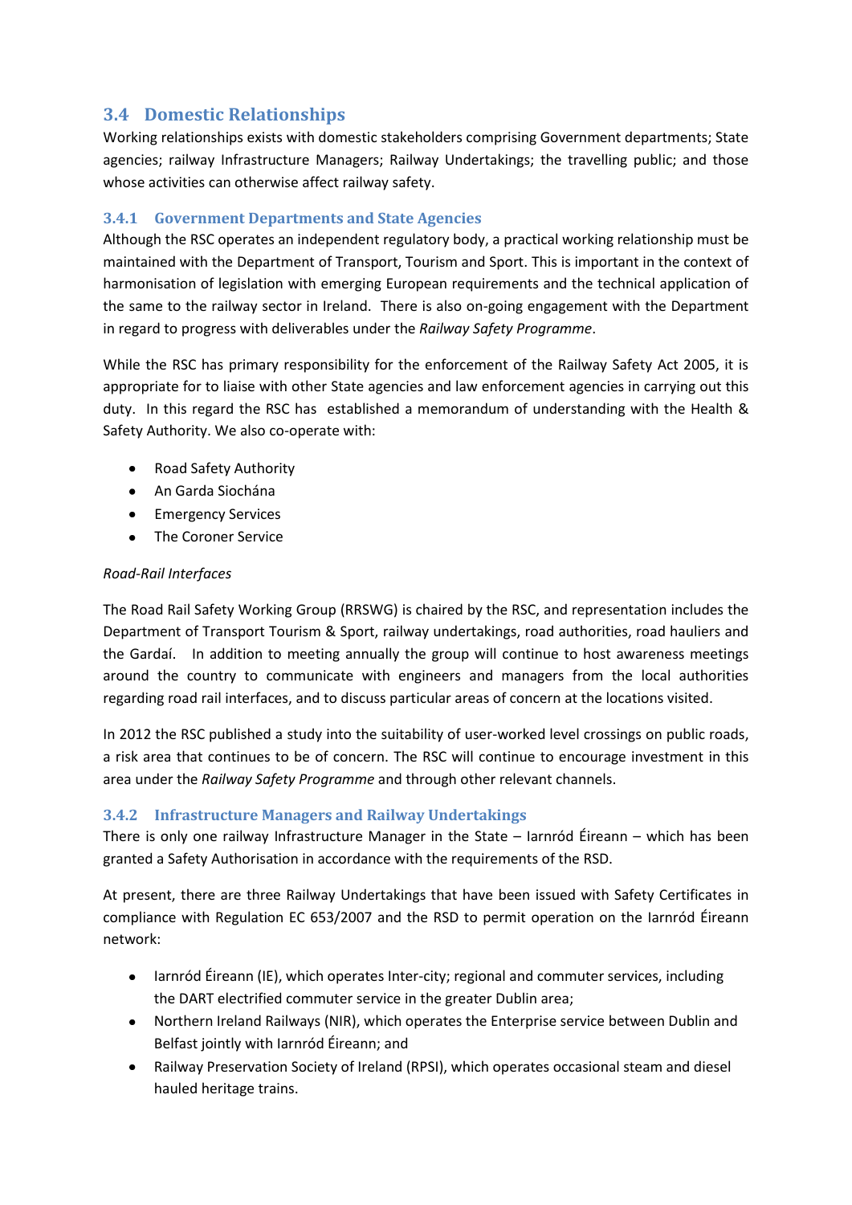## 3.4 Domestic Relationships

Working relationships exists with domestic stakeholders comprising Government departments; State agencies; railway Infrastructure Managers; Railway Undertakings; the travelling public; and those whose activities can otherwise affect railway safety.

### 3.4.1 Government Departments and State Agencies

Although the RSC operates an independent regulatory body, a practical working relationship must be maintained with the Department of Transport, Tourism and Sport. This is important in the context of harmonisation of legislation with emerging European requirements and the technical application of the same to the railway sector in Ireland. There is also on-going engagement with the Department in regard to progress with deliverables under the *Railway Safety Programme*.

While the RSC has primary responsibility for the enforcement of the Railway Safety Act 2005, it is appropriate for to liaise with other State agencies and law enforcement agencies in carrying out this duty. In this regard the RSC has established a memorandum of understanding with the Health & Safety Authority. We also co-operate with:

- Road Safety Authority
- An Garda Siochána
- Emergency Services
- The Coroner Service

*Road-Rail Interfaces*

The Road Rail Safety Working Group (RRSWG) is chaired by the RSC, and representation includes the Department of Transport Tourism & Sport, railway undertakings, road authorities, road hauliers and the Gardaí. In addition to meeting annually the group will continue to host awareness meetings around the country to communicate with engineers and managers from the local authorities regarding road rail interfaces, and to discuss particular areas of concern at the locations visited.

In 2012 the RSC published a study into the suitability of user-worked level crossings on public roads, a risk area that continues to be of concern. The RSC will continue to encourage investment in this area under the *Railway Safety Programme* and through other relevant channels.

### 3.4.2 Infrastructure Managers and Railway Undertakings

There is only one railway Infrastructure Manager in the State – Iarnród Éireann – which has been granted a Safety Authorisation in accordance with the requirements of the RSD.

At present, there are three Railway Undertakings that have been issued with Safety Certificates in compliance with Regulation EC 653/2007 and the RSD to permit operation on the Iarnród Éireann network:

- Iarnród Éireann (IE), which operates Inter-city; regional and commuter services, including the DART electrified commuter service in the greater Dublin area;
- Northern Ireland Railways (NIR), which operates the Enterprise service between Dublin and Belfast jointly with Iarnród Éireann; and
- Railway Preservation Society of Ireland (RPSI), which operates occasional steam and diesel hauled heritage trains.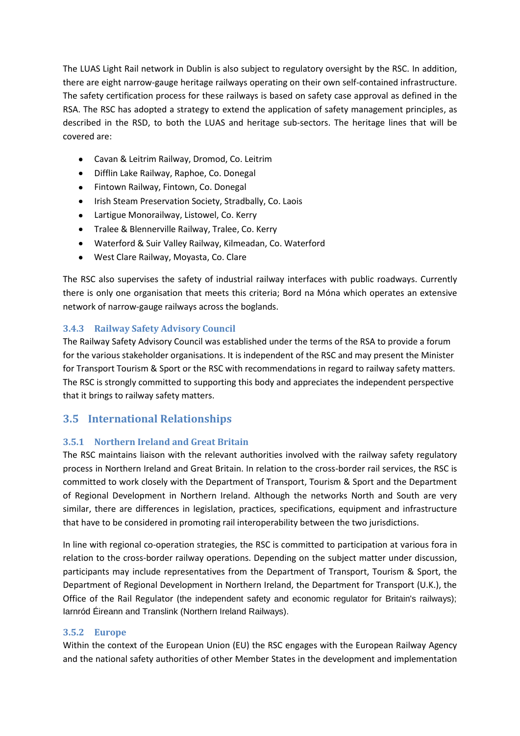The LUAS Light Rail network in Dublin is also subject to regulatory oversight by the RSC. In addition, there are eight narrow-gauge heritage railways operating on their own self-contained infrastructure. The safety certification process for these railways is based on safety case approval as defined in the RSA. The RSC has adopted a strategy to extend the application of safety management principles, as described in the RSD, to both the LUAS and heritage sub-sectors. The heritage lines that will be covered are:

- Cavan & Leitrim Railway, Dromod, Co. Leitrim
- Difflin Lake Railway, Raphoe, Co. Donegal
- Fintown Railway, Fintown, Co. Donegal
- Irish Steam Preservation Society, Stradbally, Co. Laois
- Lartigue Monorailway, Listowel, Co. Kerry
- Tralee & Blennerville Railway, Tralee, Co. Kerry
- Waterford & Suir Valley Railway, Kilmeadan, Co. Waterford
- West Clare Railway, Moyasta, Co. Clare

The RSC also supervises the safety of industrial railway interfaces with public roadways. Currently there is only one organisation that meets this criteria; Bord na Móna which operates an extensive network of narrow-gauge railways across the boglands.

### 3.4.3 Railway Safety Advisory Council

The Railway Safety Advisory Council was established under the terms of the RSA to provide a forum for the various stakeholder organisations. It is independent of the RSC and may present the Minister for Transport Tourism & Sport or the RSC with recommendations in regard to railway safety matters. The RSC is strongly committed to supporting this body and appreciates the independent perspective that it brings to railway safety matters.

## 3.5 International Relationships

### 3.5.1 Northern Ireland and Great Britain

The RSC maintains liaison with the relevant authorities involved with the railway safety regulatory process in Northern Ireland and Great Britain. In relation to the cross-border rail services, the RSC is committed to work closely with the Department of Transport, Tourism & Sport and the Department of Regional Development in Northern Ireland. Although the networks North and South are very similar, there are differences in legislation, practices, specifications, equipment and infrastructure that have to be considered in promoting rail interoperability between the two jurisdictions.

In line with regional co-operation strategies, the RSC is committed to participation at various fora in relation to the cross-border railway operations. Depending on the subject matter under discussion, participants may include representatives from the Department of Transport, Tourism & Sport, the Department of Regional Development in Northern Ireland, the Department for Transport (U.K.), the Office of the Rail Regulator (the independent safety and economic regulator for Britain's railways); Iarnród Éireann and Translink (Northern Ireland Railways).

### 3.5.2 Europe

Within the context of the European Union (EU) the RSC engages with the European Railway Agency and the national safety authorities of other Member States in the development and implementation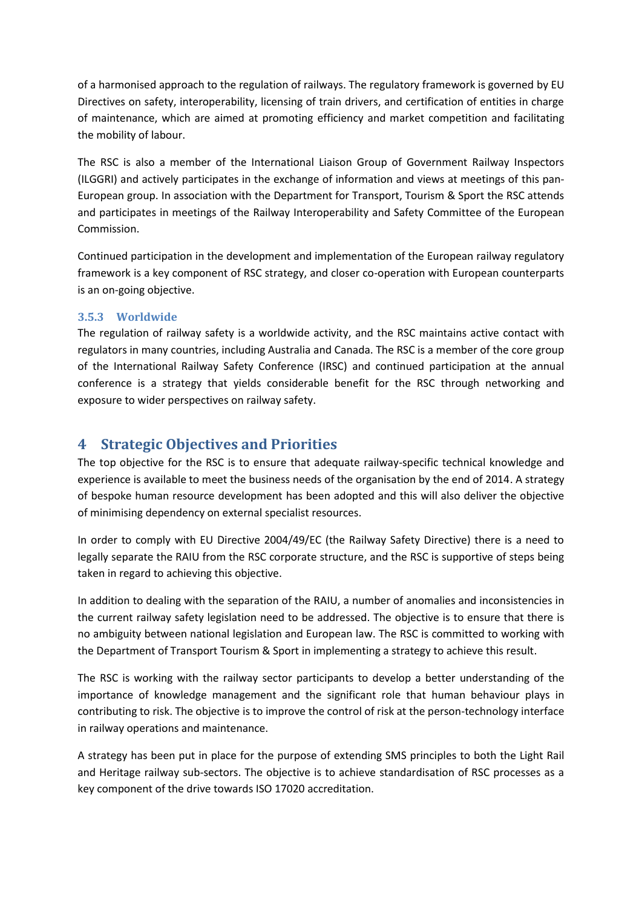of a harmonised approach to the regulation of railways. The regulatory framework is governed by EU Directives on safety, interoperability, licensing of train drivers, and certification of entities in charge of maintenance, which are aimed at promoting efficiency and market competition and facilitating the mobility of labour.

The RSC is also a member of the International Liaison Group of Government Railway Inspectors (ILGGRI) and actively participates in the exchange of information and views at meetings of this pan-European group. In association with the Department for Transport, Tourism & Sport the RSC attends and participates in meetings of the Railway Interoperability and Safety Committee of the European Commission.

Continued participation in the development and implementation of the European railway regulatory framework is a key component of RSC strategy, and closer co-operation with European counterparts is an on-going objective.

### 3.5.3 Worldwide

The regulation of railway safety is a worldwide activity, and the RSC maintains active contact with regulators in many countries, including Australia and Canada. The RSC is a member of the core group of the International Railway Safety Conference (IRSC) and continued participation at the annual conference is a strategy that yields considerable benefit for the RSC through networking and exposure to wider perspectives on railway safety.

# 4 Strategic Objectives and Priorities

The top objective for the RSC is to ensure that adequate railway-specific technical knowledge and experience is available to meet the business needs of the organisation by the end of 2014. A strategy of bespoke human resource development has been adopted and this will also deliver the objective of minimising dependency on external specialist resources.

In order to comply with EU Directive 2004/49/EC (the Railway Safety Directive) there is a need to legally separate the RAIU from the RSC corporate structure, and the RSC is supportive of steps being taken in regard to achieving this objective.

In addition to dealing with the separation of the RAIU, a number of anomalies and inconsistencies in the current railway safety legislation need to be addressed. The objective is to ensure that there is no ambiguity between national legislation and European law. The RSC is committed to working with the Department of Transport Tourism & Sport in implementing a strategy to achieve this result.

The RSC is working with the railway sector participants to develop a better understanding of the importance of knowledge management and the significant role that human behaviour plays in contributing to risk. The objective is to improve the control of risk at the person-technology interface in railway operations and maintenance.

A strategy has been put in place for the purpose of extending SMS principles to both the Light Rail and Heritage railway sub-sectors. The objective is to achieve standardisation of RSC processes as a key component of the drive towards ISO 17020 accreditation.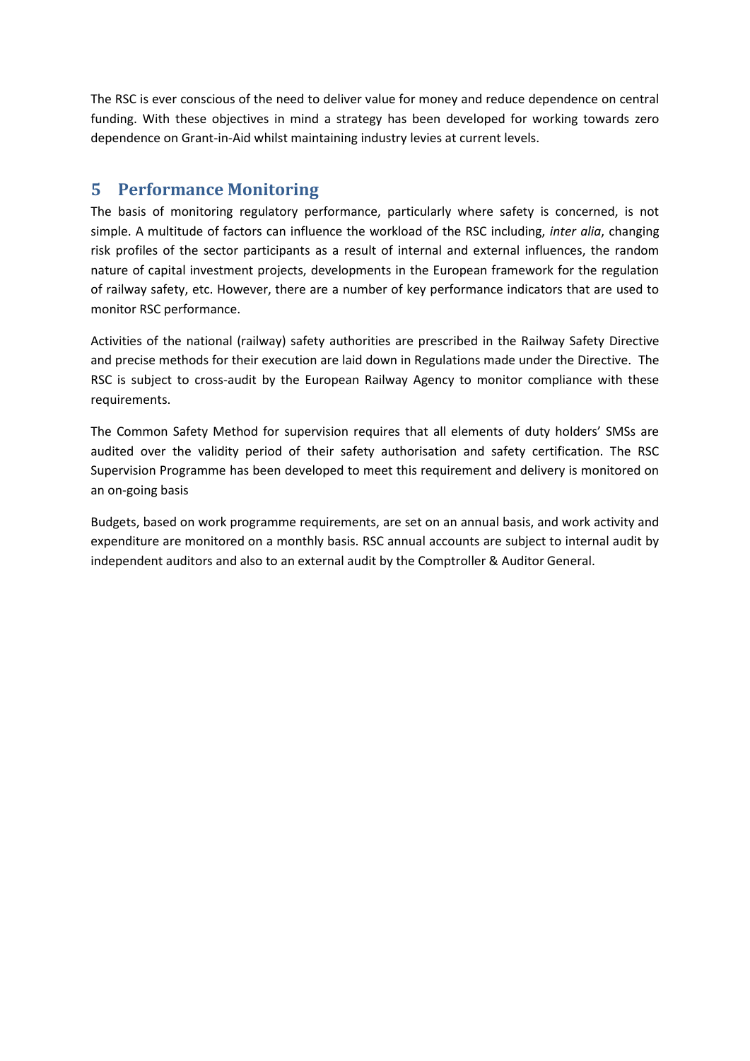The RSC is ever conscious of the need to deliver value for money and reduce dependence on central funding. With these objectives in mind a strategy has been developed for working towards zero dependence on Grant-in-Aid whilst maintaining industry levies at current levels.

## 5 Performance Monitoring

The basis of monitoring regulatory performance, particularly where safety is concerned, is not simple. A multitude of factors can influence the workload of the RSC including, *inter alia*, changing risk profiles of the sector participants as a result of internal and external influences, the random nature of capital investment projects, developments in the European framework for the regulation of railway safety, etc. However, there are a number of key performance indicators that are used to monitor RSC performance.

Activities of the national (railway) safety authorities are prescribed in the Railway Safety Directive and precise methods for their execution are laid down in Regulations made under the Directive. The RSC is subject to cross-audit by the European Railway Agency to monitor compliance with these requirements.

The Common Safety Method for supervision requires that all elements of duty holders' SMSs are audited over the validity period of their safety authorisation and safety certification. The RSC Supervision Programme has been developed to meet this requirement and delivery is monitored on an on-going basis

Budgets, based on work programme requirements, are set on an annual basis, and work activity and expenditure are monitored on a monthly basis. RSC annual accounts are subject to internal audit by independent auditors and also to an external audit by the Comptroller & Auditor General.